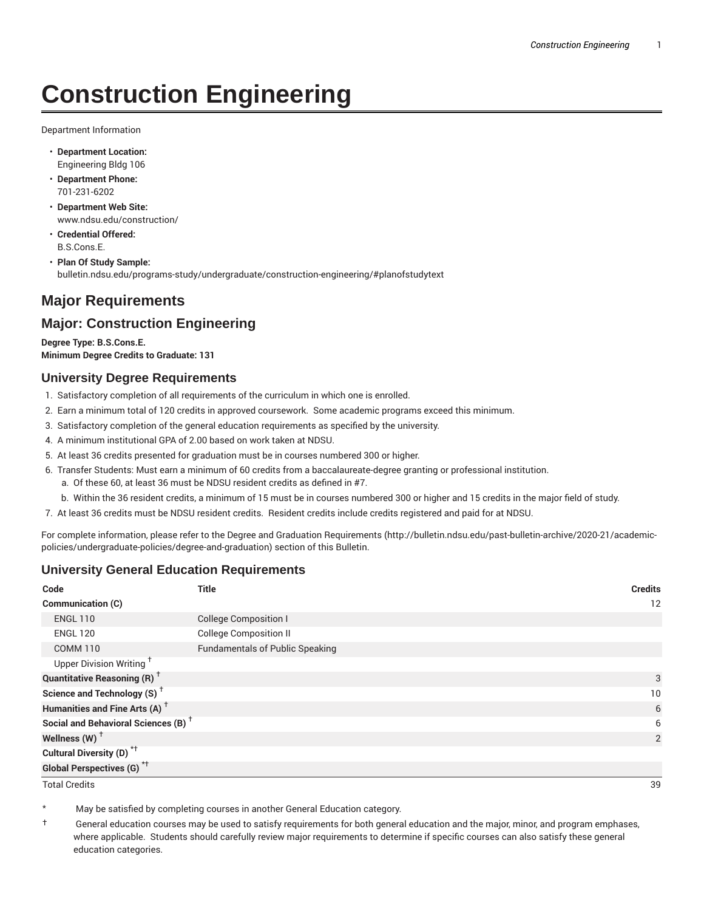# Construction Engineering

Department Information

- **Department Location:**
  Engineering Bldg 106
- **Department Phone:**
  701-231-6202
- **Department Web Site:**
  www.ndsu.edu/construction/
- **Credential Offered:**
  B.S.Cons.E.
- **Plan Of Study Sample:**
  bulletin.ndsu.edu/programs-study/undergraduate/construction-engineering/#planofstudytext

## Major Requirements

## Major: Construction Engineering

**Degree Type: B.S.Cons.E.**
**Minimum Degree Credits to Graduate: 131**

### University Degree Requirements

1. Satisfactory completion of all requirements of the curriculum in which one is enrolled.
2. Earn a minimum total of 120 credits in approved coursework. Some academic programs exceed this minimum.
3. Satisfactory completion of the general education requirements as specified by the university.
4. A minimum institutional GPA of 2.00 based on work taken at NDSU.
5. At least 36 credits presented for graduation must be in courses numbered 300 or higher.
6. Transfer Students: Must earn a minimum of 60 credits from a baccalaureate-degree granting or professional institution.
   a. Of these 60, at least 36 must be NDSU resident credits as defined in #7.
   b. Within the 36 resident credits, a minimum of 15 must be in courses numbered 300 or higher and 15 credits in the major field of study.
7. At least 36 credits must be NDSU resident credits. Resident credits include credits registered and paid for at NDSU.

For complete information, please refer to the Degree and Graduation Requirements (http://bulletin.ndsu.edu/past-bulletin-archive/2020-21/academic-policies/undergraduate-policies/degree-and-graduation) section of this Bulletin.

### University General Education Requirements

| Code | Title | Credits |
|---|---|---|
| **Communication (C)** | | 12 |
| ENGL 110 | College Composition I | |
| ENGL 120 | College Composition II | |
| COMM 110 | Fundamentals of Public Speaking | |
| Upper Division Writing † | | |
| **Quantitative Reasoning (R) †** | | 3 |
| **Science and Technology (S) †** | | 10 |
| **Humanities and Fine Arts (A) †** | | 6 |
| **Social and Behavioral Sciences (B) †** | | 6 |
| **Wellness (W) †** | | 2 |
| **Cultural Diversity (D) *†** | | |
| **Global Perspectives (G) *†** | | |
| Total Credits | | 39 |

\* May be satisfied by completing courses in another General Education category.

† General education courses may be used to satisfy requirements for both general education and the major, minor, and program emphases, where applicable. Students should carefully review major requirements to determine if specific courses can also satisfy these general education categories.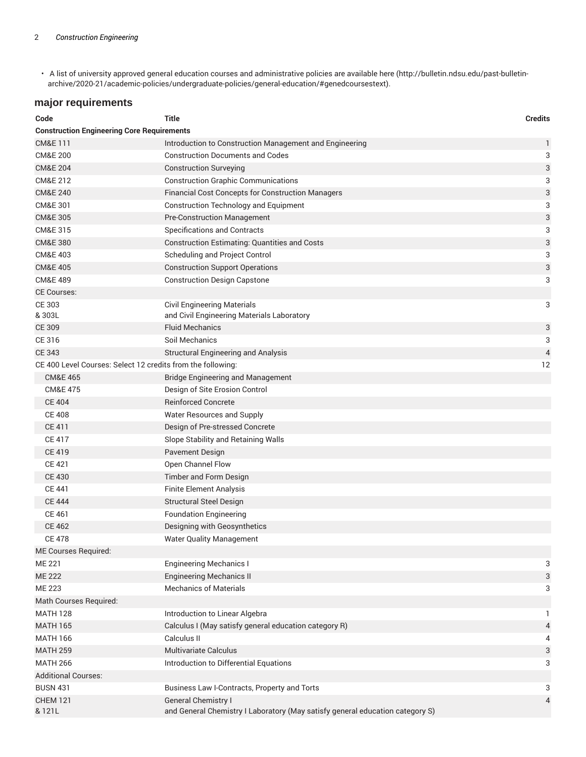- A list of university approved general education courses and administrative policies are available here (http://bulletin.ndsu.edu/past-bulletin-archive/2020-21/academic-policies/undergraduate-policies/general-education/#genedcoursestext).

## major requirements

| Code | Title | Credits |
| --- | --- | --- |
| **Construction Engineering Core Requirements** | | |
| CM&E 111 | Introduction to Construction Management and Engineering | 1 |
| CM&E 200 | Construction Documents and Codes | 3 |
| CM&E 204 | Construction Surveying | 3 |
| CM&E 212 | Construction Graphic Communications | 3 |
| CM&E 240 | Financial Cost Concepts for Construction Managers | 3 |
| CM&E 301 | Construction Technology and Equipment | 3 |
| CM&E 305 | Pre-Construction Management | 3 |
| CM&E 315 | Specifications and Contracts | 3 |
| CM&E 380 | Construction Estimating: Quantities and Costs | 3 |
| CM&E 403 | Scheduling and Project Control | 3 |
| CM&E 405 | Construction Support Operations | 3 |
| CM&E 489 | Construction Design Capstone | 3 |
| CE Courses: | | |
| CE 303 & 303L | Civil Engineering Materials and Civil Engineering Materials Laboratory | 3 |
| CE 309 | Fluid Mechanics | 3 |
| CE 316 | Soil Mechanics | 3 |
| CE 343 | Structural Engineering and Analysis | 4 |
| CE 400 Level Courses: Select 12 credits from the following: | | 12 |
| CM&E 465 | Bridge Engineering and Management | |
| CM&E 475 | Design of Site Erosion Control | |
| CE 404 | Reinforced Concrete | |
| CE 408 | Water Resources and Supply | |
| CE 411 | Design of Pre-stressed Concrete | |
| CE 417 | Slope Stability and Retaining Walls | |
| CE 419 | Pavement Design | |
| CE 421 | Open Channel Flow | |
| CE 430 | Timber and Form Design | |
| CE 441 | Finite Element Analysis | |
| CE 444 | Structural Steel Design | |
| CE 461 | Foundation Engineering | |
| CE 462 | Designing with Geosynthetics | |
| CE 478 | Water Quality Management | |
| ME Courses Required: | | |
| ME 221 | Engineering Mechanics I | 3 |
| ME 222 | Engineering Mechanics II | 3 |
| ME 223 | Mechanics of Materials | 3 |
| Math Courses Required: | | |
| MATH 128 | Introduction to Linear Algebra | 1 |
| MATH 165 | Calculus I (May satisfy general education category R) | 4 |
| MATH 166 | Calculus II | 4 |
| MATH 259 | Multivariate Calculus | 3 |
| MATH 266 | Introduction to Differential Equations | 3 |
| Additional Courses: | | |
| BUSN 431 | Business Law I-Contracts, Property and Torts | 3 |
| CHEM 121 & 121L | General Chemistry I and General Chemistry I Laboratory (May satisfy general education category S) | 4 |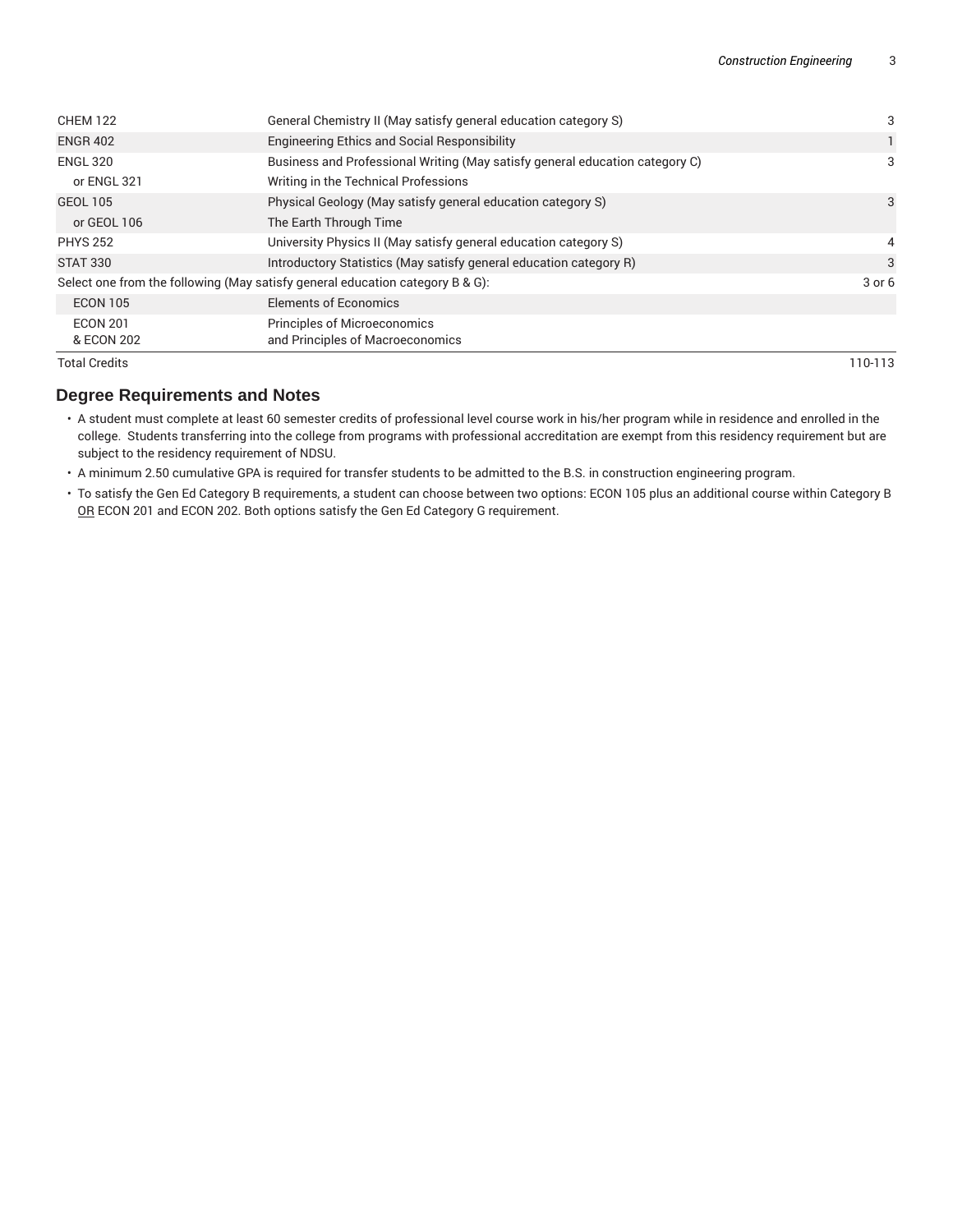| | | |
|---|---|---|
| CHEM 122 | General Chemistry II (May satisfy general education category S) | 3 |
| ENGR 402 | Engineering Ethics and Social Responsibility | 1 |
| ENGL 320 | Business and Professional Writing (May satisfy general education category C) | 3 |
| or ENGL 321 | Writing in the Technical Professions | |
| GEOL 105 | Physical Geology (May satisfy general education category S) | 3 |
| or GEOL 106 | The Earth Through Time | |
| PHYS 252 | University Physics II (May satisfy general education category S) | 4 |
| STAT 330 | Introductory Statistics (May satisfy general education category R) | 3 |
| Select one from the following (May satisfy general education category B & G): | | 3 or 6 |
| ECON 105 | Elements of Economics | |
| ECON 201 & ECON 202 | Principles of Microeconomics and Principles of Macroeconomics | |
| Total Credits | | 110-113 |

## Degree Requirements and Notes

- A student must complete at least 60 semester credits of professional level course work in his/her program while in residence and enrolled in the college. Students transferring into the college from programs with professional accreditation are exempt from this residency requirement but are subject to the residency requirement of NDSU.
- A minimum 2.50 cumulative GPA is required for transfer students to be admitted to the B.S. in construction engineering program.
- To satisfy the Gen Ed Category B requirements, a student can choose between two options: ECON 105 plus an additional course within Category B OR ECON 201 and ECON 202. Both options satisfy the Gen Ed Category G requirement.